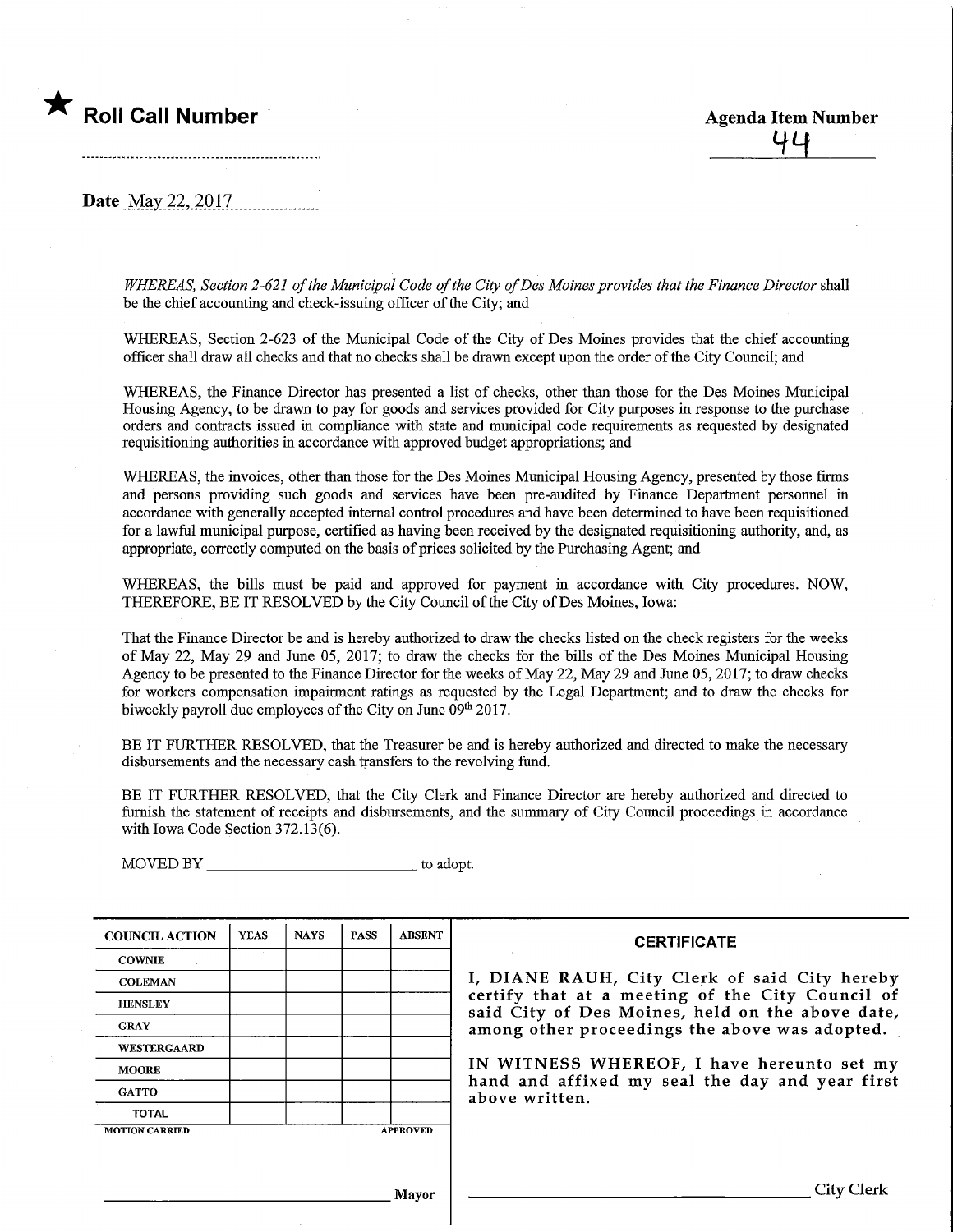★ **Roll Call Number**

**Agenda Item Number**
44

**Date** May 22, 2017

*WHEREAS, Section 2-621 of the Municipal Code of the City of Des Moines provides that the Finance Director* shall be the chief accounting and check-issuing officer of the City; and

WHEREAS, Section 2-623 of the Municipal Code of the City of Des Moines provides that the chief accounting officer shall draw all checks and that no checks shall be drawn except upon the order of the City Council; and

WHEREAS, the Finance Director has presented a list of checks, other than those for the Des Moines Municipal Housing Agency, to be drawn to pay for goods and services provided for City purposes in response to the purchase orders and contracts issued in compliance with state and municipal code requirements as requested by designated requisitioning authorities in accordance with approved budget appropriations; and

WHEREAS, the invoices, other than those for the Des Moines Municipal Housing Agency, presented by those firms and persons providing such goods and services have been pre-audited by Finance Department personnel in accordance with generally accepted internal control procedures and have been determined to have been requisitioned for a lawful municipal purpose, certified as having been received by the designated requisitioning authority, and, as appropriate, correctly computed on the basis of prices solicited by the Purchasing Agent; and

WHEREAS, the bills must be paid and approved for payment in accordance with City procedures. NOW, THEREFORE, BE IT RESOLVED by the City Council of the City of Des Moines, Iowa:

That the Finance Director be and is hereby authorized to draw the checks listed on the check registers for the weeks of May 22, May 29 and June 05, 2017; to draw the checks for the bills of the Des Moines Municipal Housing Agency to be presented to the Finance Director for the weeks of May 22, May 29 and June 05, 2017; to draw checks for workers compensation impairment ratings as requested by the Legal Department; and to draw the checks for biweekly payroll due employees of the City on June 09th 2017.

BE IT FURTHER RESOLVED, that the Treasurer be and is hereby authorized and directed to make the necessary disbursements and the necessary cash transfers to the revolving fund.

BE IT FURTHER RESOLVED, that the City Clerk and Finance Director are hereby authorized and directed to furnish the statement of receipts and disbursements, and the summary of City Council proceedings in accordance with Iowa Code Section 372.13(6).

MOVED BY ________________________ to adopt.

| COUNCIL ACTION | YEAS | NAYS | PASS | ABSENT |
|---|---|---|---|---|
| COWNIE | | | | |
| COLEMAN | | | | |
| HENSLEY | | | | |
| GRAY | | | | |
| WESTERGAARD | | | | |
| MOORE | | | | |
| GATTO | | | | |
| TOTAL | | | | |
| MOTION CARRIED | | | | APPROVED |

______________________ Mayor

**CERTIFICATE**

I, DIANE RAUH, City Clerk of said City hereby certify that at a meeting of the City Council of said City of Des Moines, held on the above date, among other proceedings the above was adopted.

IN WITNESS WHEREOF, I have hereunto set my hand and affixed my seal the day and year first above written.

______________________ City Clerk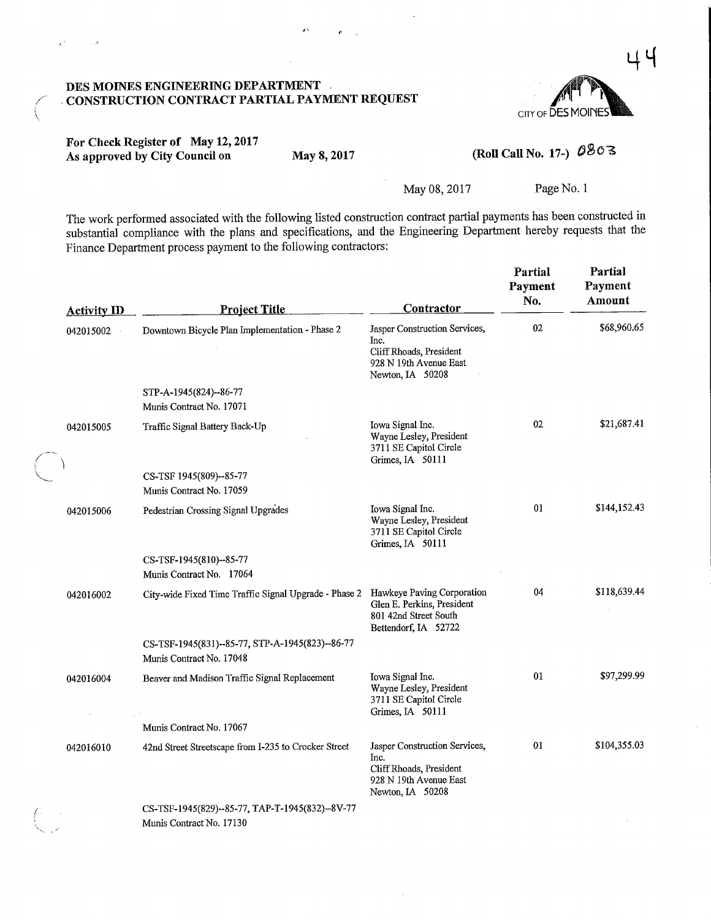44

**DES MOINES ENGINEERING DEPARTMENT**
**CONSTRUCTION CONTRACT PARTIAL PAYMENT REQUEST**

CITY OF DES MOINES

**For Check Register of May 12, 2017**
**As approved by City Council on May 8, 2017** **(Roll Call No. 17-) 0803**

May 08, 2017

The work performed associated with the following listed construction contract partial payments has been constructed in substantial compliance with the plans and specifications, and the Engineering Department hereby requests that the Finance Department process payment to the following contractors:

| Activity ID | Project Title | Contractor | Partial Payment No. | Partial Payment Amount |
|---|---|---|---|---|
| 042015002 | Downtown Bicycle Plan Implementation - Phase 2<br>STP-A-1945(824)--86-77<br>Munis Contract No. 17071 | Jasper Construction Services, Inc.<br>Cliff Rhoads, President<br>928 N 19th Avenue East<br>Newton, IA 50208 | 02 | $68,960.65 |
| 042015005 | Traffic Signal Battery Back-Up<br>CS-TSF 1945(809)--85-77<br>Munis Contract No. 17059 | Iowa Signal Inc.<br>Wayne Lesley, President<br>3711 SE Capitol Circle<br>Grimes, IA 50111 | 02 | $21,687.41 |
| 042015006 | Pedestrian Crossing Signal Upgrades<br>CS-TSF-1945(810)--85-77<br>Munis Contract No. 17064 | Iowa Signal Inc.<br>Wayne Lesley, President<br>3711 SE Capitol Circle<br>Grimes, IA 50111 | 01 | $144,152.43 |
| 042016002 | City-wide Fixed Time Traffic Signal Upgrade - Phase 2<br>CS-TSF-1945(831)--85-77, STP-A-1945(823)--86-77<br>Munis Contract No. 17048 | Hawkeye Paving Corporation<br>Glen E. Perkins, President<br>801 42nd Street South<br>Bettendorf, IA 52722 | 04 | $118,639.44 |
| 042016004 | Beaver and Madison Traffic Signal Replacement<br>Munis Contract No. 17067 | Iowa Signal Inc.<br>Wayne Lesley, President<br>3711 SE Capitol Circle<br>Grimes, IA 50111 | 01 | $97,299.99 |
| 042016010 | 42nd Street Streetscape from I-235 to Crocker Street<br>CS-TSF-1945(829)--85-77, TAP-T-1945(832)--8V-77<br>Munis Contract No. 17130 | Jasper Construction Services, Inc.<br>Cliff Rhoads, President<br>928 N 19th Avenue East<br>Newton, IA 50208 | 01 | $104,355.03 |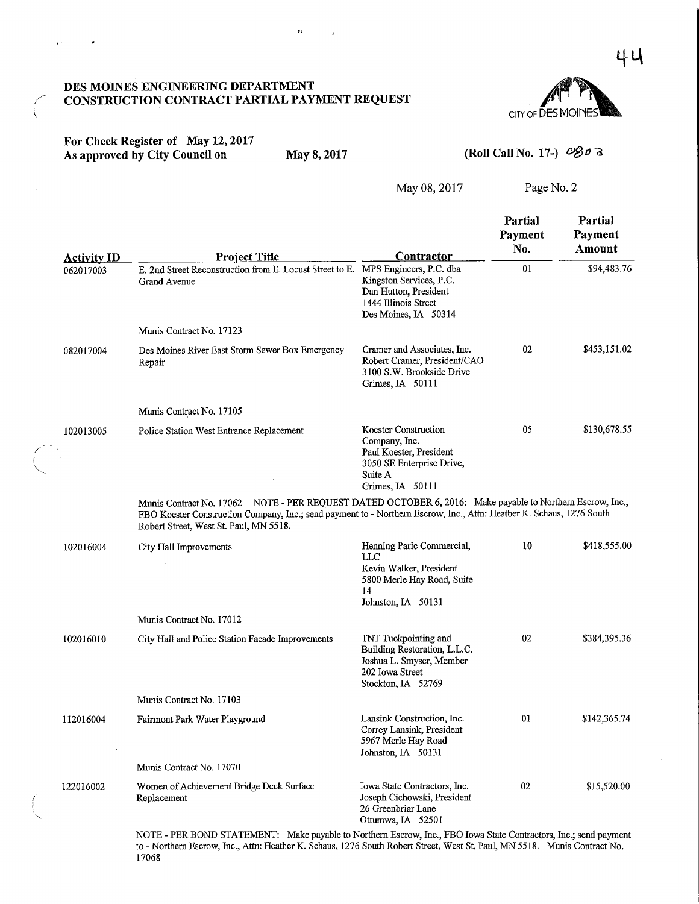44

# DES MOINES ENGINEERING DEPARTMENT
# CONSTRUCTION CONTRACT PARTIAL PAYMENT REQUEST

CITY OF DES MOINES

**For Check Register of May 12, 2017**
**As approved by City Council on May 8, 2017** **(Roll Call No. 17-) 0803**

May 08, 2017 Page No. 2

| Activity ID | Project Title | Contractor | Partial Payment No. | Partial Payment Amount |
|---|---|---|---|---|
| 062017003 | E. 2nd Street Reconstruction from E. Locust Street to E. Grand Avenue<br><br>Munis Contract No. 17123 | MPS Engineers, P.C. dba Kingston Services, P.C.<br>Dan Hutton, President<br>1444 Illinois Street<br>Des Moines, IA 50314 | 01 | $94,483.76 |
| 082017004 | Des Moines River East Storm Sewer Box Emergency Repair<br><br>Munis Contract No. 17105 | Cramer and Associates, Inc.<br>Robert Cramer, President/CAO<br>3100 S.W. Brookside Drive<br>Grimes, IA 50111 | 02 | $453,151.02 |
| 102013005 | Police Station West Entrance Replacement<br><br>Munis Contract No. 17062 NOTE - PER REQUEST DATED OCTOBER 6, 2016: Make payable to Northern Escrow, Inc., FBO Koester Construction Company, Inc.; send payment to - Northern Escrow, Inc., Attn: Heather K. Schaus, 1276 South Robert Street, West St. Paul, MN 5518. | Koester Construction Company, Inc.<br>Paul Koester, President<br>3050 SE Enterprise Drive, Suite A<br>Grimes, IA 50111 | 05 | $130,678.55 |
| 102016004 | City Hall Improvements<br><br>Munis Contract No. 17012 | Henning Paric Commercial, LLC<br>Kevin Walker, President<br>5800 Merle Hay Road, Suite 14<br>Johnston, IA 50131 | 10 | $418,555.00 |
| 102016010 | City Hall and Police Station Facade Improvements<br><br>Munis Contract No. 17103 | TNT Tuckpointing and Building Restoration, L.L.C.<br>Joshua L. Smyser, Member<br>202 Iowa Street<br>Stockton, IA 52769 | 02 | $384,395.36 |
| 112016004 | Fairmont Park Water Playground<br><br>Munis Contract No. 17070 | Lansink Construction, Inc.<br>Correy Lansink, President<br>5967 Merle Hay Road<br>Johnston, IA 50131 | 01 | $142,365.74 |
| 122016002 | Women of Achievement Bridge Deck Surface Replacement<br><br>NOTE - PER BOND STATEMENT: Make payable to Northern Escrow, Inc., FBO Iowa State Contractors, Inc.; send payment to - Northern Escrow, Inc., Attn: Heather K. Schaus, 1276 South Robert Street, West St. Paul, MN 5518. Munis Contract No. 17068 | Iowa State Contractors, Inc.<br>Joseph Cichowski, President<br>26 Greenbriar Lane<br>Ottumwa, IA 52501 | 02 | $15,520.00 |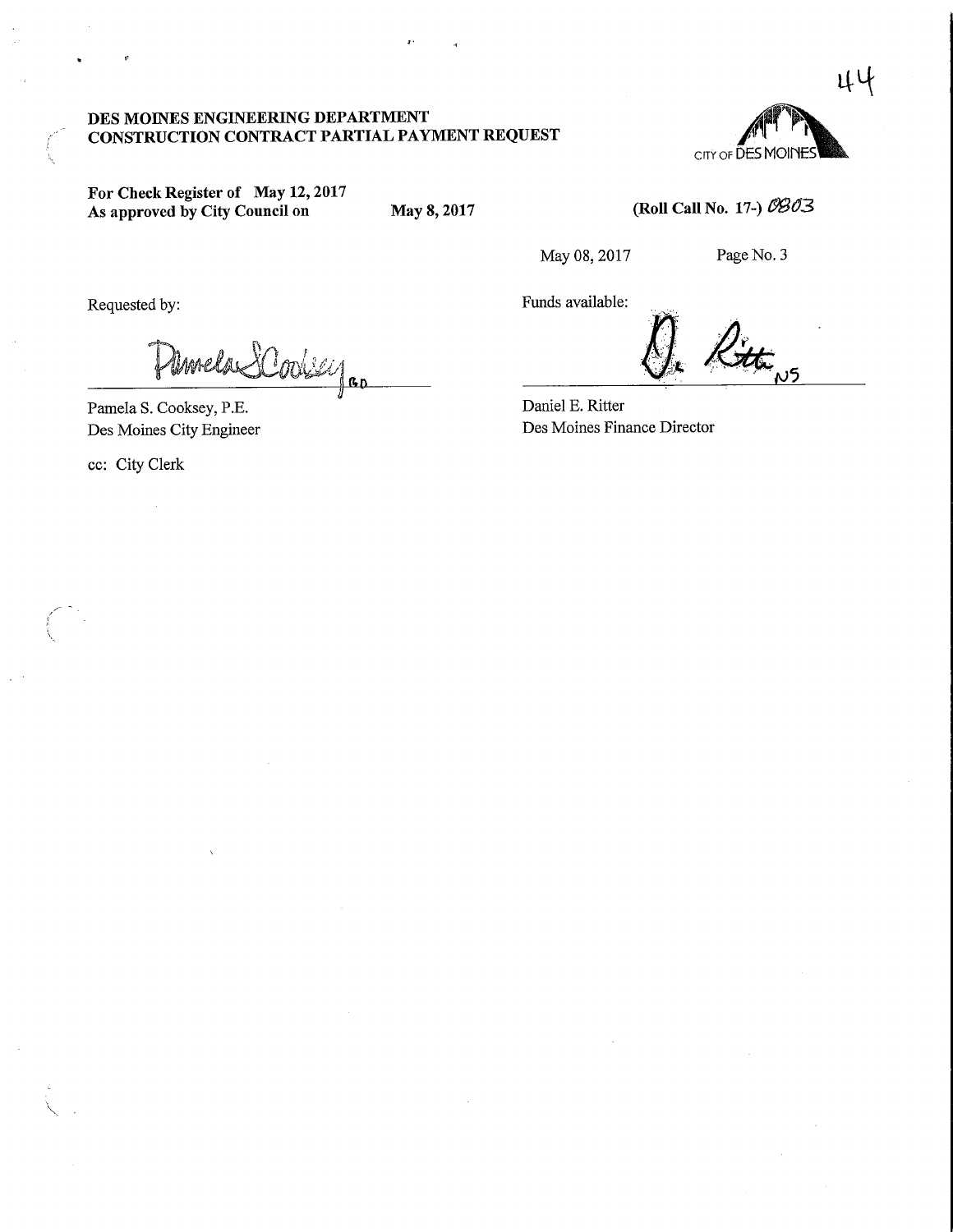44

**DES MOINES ENGINEERING DEPARTMENT**
**CONSTRUCTION CONTRACT PARTIAL PAYMENT REQUEST**

CITY OF DES MOINES

**For Check Register of May 12, 2017**
**As approved by City Council on May 8, 2017** **(Roll Call No. 17-) 0803**

May 08, 2017 Page No. 3

Requested by:

Pamela S. Cooksey (signature) GD

Pamela S. Cooksey, P.E.
Des Moines City Engineer

cc: City Clerk

Funds available:

D. Ritter (signature) NS

Daniel E. Ritter
Des Moines Finance Director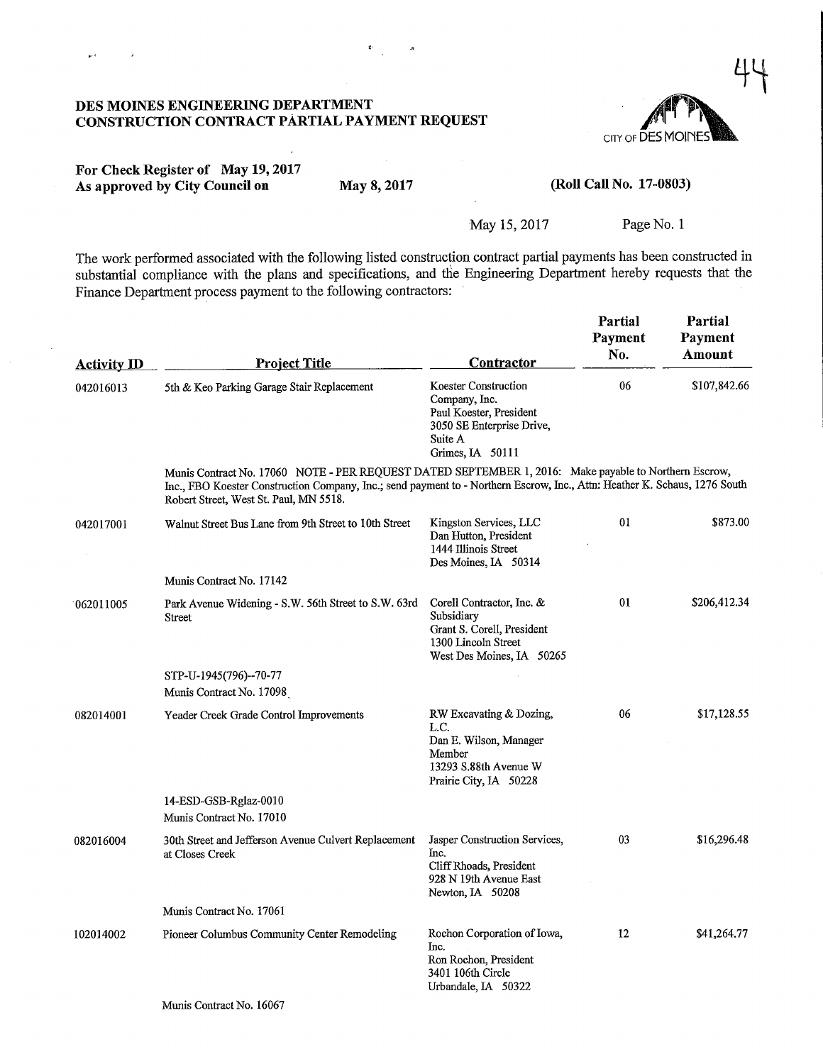# DES MOINES ENGINEERING DEPARTMENT
## CONSTRUCTION CONTRACT PARTIAL PAYMENT REQUEST

44

CITY OF DES MOINES

**For Check Register of May 19, 2017**
**As approved by City Council on May 8, 2017** **(Roll Call No. 17-0803)**

May 15, 2017

The work performed associated with the following listed construction contract partial payments has been constructed in substantial compliance with the plans and specifications, and the Engineering Department hereby requests that the Finance Department process payment to the following contractors:

| Activity ID | Project Title | Contractor | Partial Payment No. | Partial Payment Amount |
|---|---|---|---|---|
| 042016013 | 5th & Keo Parking Garage Stair Replacement | Koester Construction Company, Inc.<br>Paul Koester, President<br>3050 SE Enterprise Drive, Suite A<br>Grimes, IA 50111 | 06 | $107,842.66 |
| | Munis Contract No. 17060 NOTE - PER REQUEST DATED SEPTEMBER 1, 2016: Make payable to Northern Escrow, Inc., FBO Koester Construction Company, Inc.; send payment to - Northern Escrow, Inc., Attn: Heather K. Schaus, 1276 South Robert Street, West St. Paul, MN 5518. | | | |
| 042017001 | Walnut Street Bus Lane from 9th Street to 10th Street | Kingston Services, LLC<br>Dan Hutton, President<br>1444 Illinois Street<br>Des Moines, IA 50314 | 01 | $873.00 |
| | Munis Contract No. 17142 | | | |
| 062011005 | Park Avenue Widening - S.W. 56th Street to S.W. 63rd Street | Corell Contractor, Inc. & Subsidiary<br>Grant S. Corell, President<br>1300 Lincoln Street<br>West Des Moines, IA 50265 | 01 | $206,412.34 |
| | STP-U-1945(796)--70-77<br>Munis Contract No. 17098 | | | |
| 082014001 | Yeader Creek Grade Control Improvements | RW Excavating & Dozing, L.C.<br>Dan E. Wilson, Manager Member<br>13293 S.88th Avenue W<br>Prairie City, IA 50228 | 06 | $17,128.55 |
| | 14-ESD-GSB-Rglaz-0010<br>Munis Contract No. 17010 | | | |
| 082016004 | 30th Street and Jefferson Avenue Culvert Replacement at Closes Creek | Jasper Construction Services, Inc.<br>Cliff Rhoads, President<br>928 N 19th Avenue East<br>Newton, IA 50208 | 03 | $16,296.48 |
| | Munis Contract No. 17061 | | | |
| 102014002 | Pioneer Columbus Community Center Remodeling | Rochon Corporation of Iowa, Inc.<br>Ron Rochon, President<br>3401 106th Circle<br>Urbandale, IA 50322 | 12 | $41,264.77 |
| | Munis Contract No. 16067 | | | |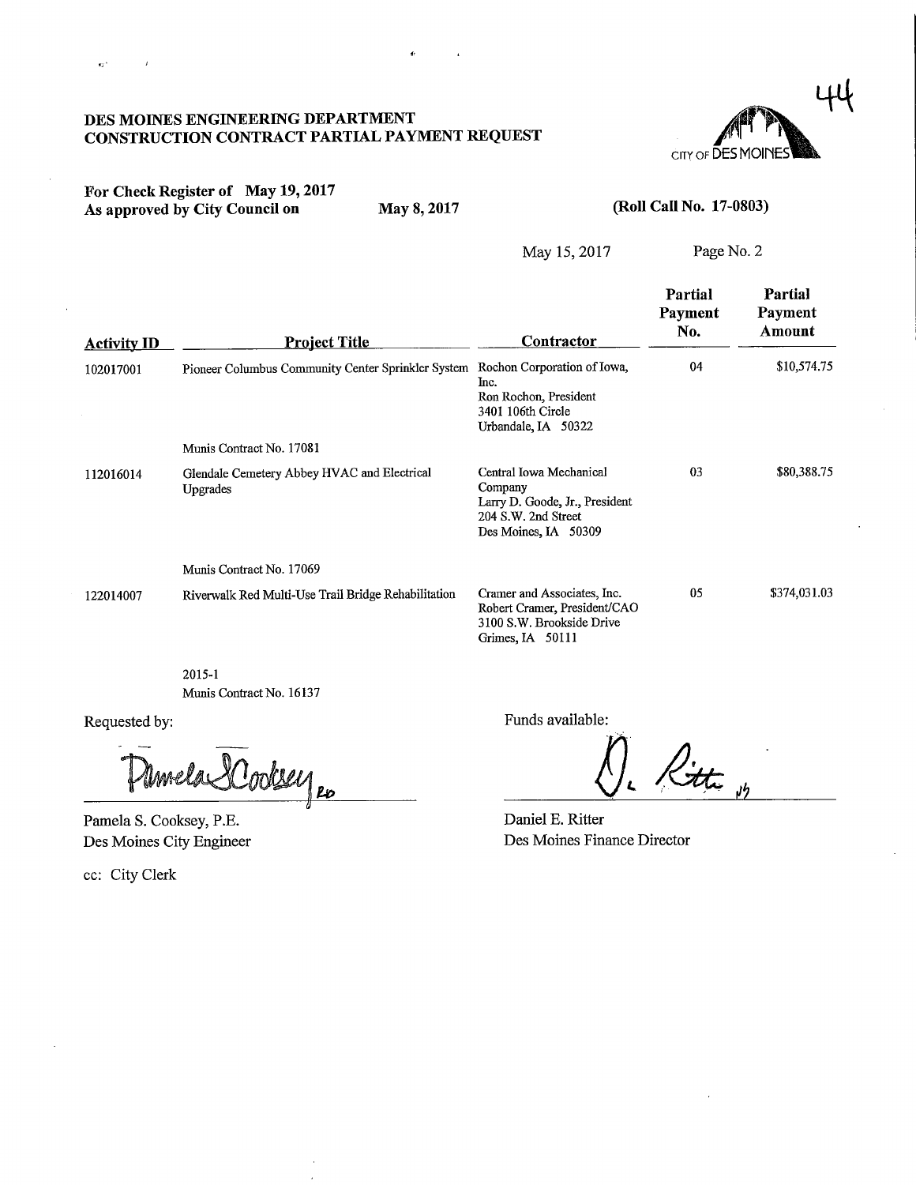44

**DES MOINES ENGINEERING DEPARTMENT**
**CONSTRUCTION CONTRACT PARTIAL PAYMENT REQUEST**

CITY OF DES MOINES

**For Check Register of May 19, 2017**
**As approved by City Council on May 8, 2017** **(Roll Call No. 17-0803)**

May 15, 2017 Page No. 2

| Activity ID | Project Title | Contractor | Partial Payment No. | Partial Payment Amount |
|---|---|---|---|---|
| 102017001 | Pioneer Columbus Community Center Sprinkler System<br><br>Munis Contract No. 17081 | Rochon Corporation of Iowa, Inc.<br>Ron Rochon, President<br>3401 106th Circle<br>Urbandale, IA 50322 | 04 | $10,574.75 |
| 112016014 | Glendale Cemetery Abbey HVAC and Electrical Upgrades<br><br>Munis Contract No. 17069 | Central Iowa Mechanical Company<br>Larry D. Goode, Jr., President<br>204 S.W. 2nd Street<br>Des Moines, IA 50309 | 03 | $80,388.75 |
| 122014007 | Riverwalk Red Multi-Use Trail Bridge Rehabilitation<br><br>2015-1<br>Munis Contract No. 16137 | Cramer and Associates, Inc.<br>Robert Cramer, President/CAO<br>3100 S.W. Brookside Drive<br>Grimes, IA 50111 | 05 | $374,031.03 |

Requested by:

Pamela S. Cooksey

Pamela S. Cooksey, P.E.
Des Moines City Engineer

cc: City Clerk

Funds available:

D. Ritter

Daniel E. Ritter
Des Moines Finance Director